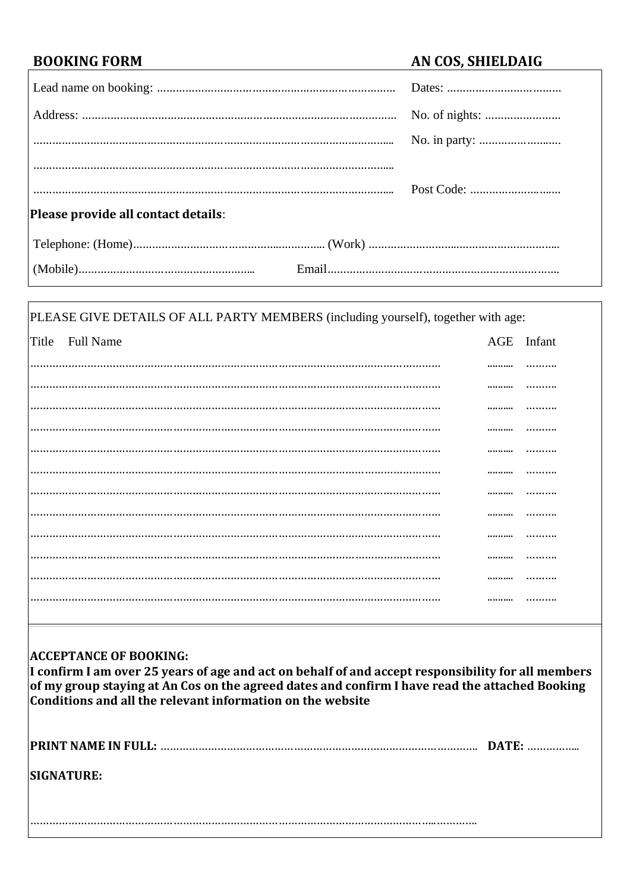**BOOKING FORM** **AN COS, SHIELDAIG**

Lead name on booking: ............................................................................

Dates: .......................................

Address: ....................................................................................................

No. of nights: ..........................

....................................................................................................

No. in party: ............................

....................................................................................................

....................................................................................................

Post Code: ...............................

**Please provide all contact details**:

Telephone: (Home)............................................................ (Work) ............................................................

(Mobile)........................................................ Email...........................................................................

PLEASE GIVE DETAILS OF ALL PARTY MEMBERS (including yourself), together with age:

| Title Full Name | AGE | Infant |
|---|---|---|
| ................................................................................................................................ | .......... | .......... |
| ................................................................................................................................ | .......... | .......... |
| ................................................................................................................................ | .......... | .......... |
| ................................................................................................................................ | .......... | .......... |
| ................................................................................................................................ | .......... | .......... |
| ................................................................................................................................ | .......... | .......... |
| ................................................................................................................................ | .......... | .......... |
| ................................................................................................................................ | .......... | .......... |
| ................................................................................................................................ | .......... | .......... |
| ................................................................................................................................ | .......... | .......... |
| ................................................................................................................................ | .......... | .......... |
| ................................................................................................................................ | .......... | .......... |

**ACCEPTANCE OF BOOKING:**

**I confirm I am over 25 years of age and act on behalf of and accept responsibility for all members of my group staying at An Cos on the agreed dates and confirm I have read the attached Booking Conditions and all the relevant information on the website**

**PRINT NAME IN FULL:** ........................................................................................................ **DATE:** .................

**SIGNATURE:**

..............................................................................................................................................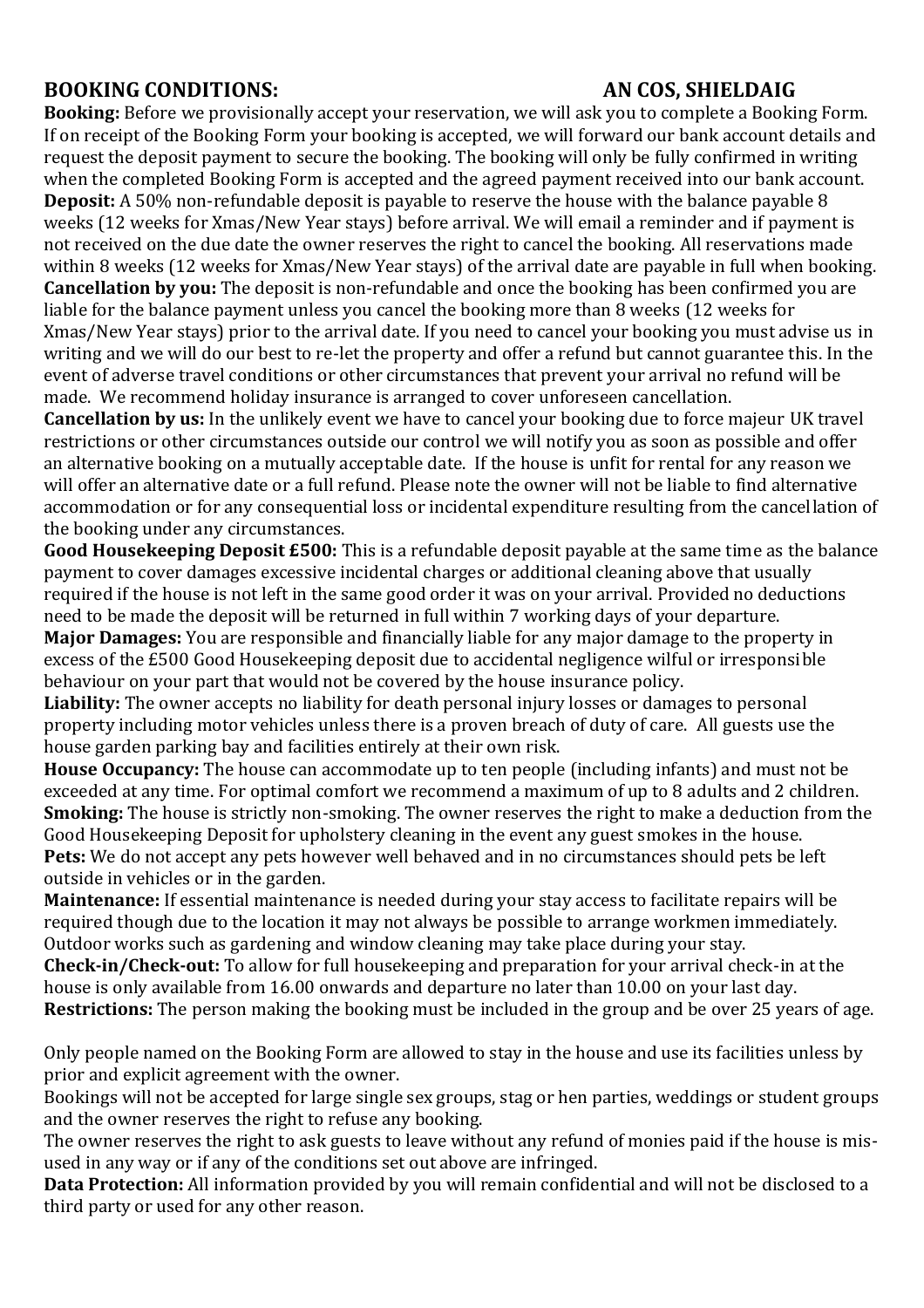## BOOKING CONDITIONS: AN COS, SHIELDAIG

**Booking:** Before we provisionally accept your reservation, we will ask you to complete a Booking Form. If on receipt of the Booking Form your booking is accepted, we will forward our bank account details and request the deposit payment to secure the booking. The booking will only be fully confirmed in writing when the completed Booking Form is accepted and the agreed payment received into our bank account.

**Deposit:** A 50% non-refundable deposit is payable to reserve the house with the balance payable 8 weeks (12 weeks for Xmas/New Year stays) before arrival. We will email a reminder and if payment is not received on the due date the owner reserves the right to cancel the booking. All reservations made within 8 weeks (12 weeks for Xmas/New Year stays) of the arrival date are payable in full when booking.

**Cancellation by you:** The deposit is non-refundable and once the booking has been confirmed you are liable for the balance payment unless you cancel the booking more than 8 weeks (12 weeks for Xmas/New Year stays) prior to the arrival date. If you need to cancel your booking you must advise us in writing and we will do our best to re-let the property and offer a refund but cannot guarantee this. In the event of adverse travel conditions or other circumstances that prevent your arrival no refund will be made. We recommend holiday insurance is arranged to cover unforeseen cancellation.

**Cancellation by us:** In the unlikely event we have to cancel your booking due to force majeur UK travel restrictions or other circumstances outside our control we will notify you as soon as possible and offer an alternative booking on a mutually acceptable date. If the house is unfit for rental for any reason we will offer an alternative date or a full refund. Please note the owner will not be liable to find alternative accommodation or for any consequential loss or incidental expenditure resulting from the cancellation of the booking under any circumstances.

**Good Housekeeping Deposit £500:** This is a refundable deposit payable at the same time as the balance payment to cover damages excessive incidental charges or additional cleaning above that usually required if the house is not left in the same good order it was on your arrival. Provided no deductions need to be made the deposit will be returned in full within 7 working days of your departure.

**Major Damages:** You are responsible and financially liable for any major damage to the property in excess of the £500 Good Housekeeping deposit due to accidental negligence wilful or irresponsible behaviour on your part that would not be covered by the house insurance policy.

**Liability:** The owner accepts no liability for death personal injury losses or damages to personal property including motor vehicles unless there is a proven breach of duty of care. All guests use the house garden parking bay and facilities entirely at their own risk.

**House Occupancy:** The house can accommodate up to ten people (including infants) and must not be exceeded at any time. For optimal comfort we recommend a maximum of up to 8 adults and 2 children.

**Smoking:** The house is strictly non-smoking. The owner reserves the right to make a deduction from the Good Housekeeping Deposit for upholstery cleaning in the event any guest smokes in the house.

**Pets:** We do not accept any pets however well behaved and in no circumstances should pets be left outside in vehicles or in the garden.

**Maintenance:** If essential maintenance is needed during your stay access to facilitate repairs will be required though due to the location it may not always be possible to arrange workmen immediately. Outdoor works such as gardening and window cleaning may take place during your stay.

**Check-in/Check-out:** To allow for full housekeeping and preparation for your arrival check-in at the house is only available from 16.00 onwards and departure no later than 10.00 on your last day.

**Restrictions:** The person making the booking must be included in the group and be over 25 years of age.

Only people named on the Booking Form are allowed to stay in the house and use its facilities unless by prior and explicit agreement with the owner.

Bookings will not be accepted for large single sex groups, stag or hen parties, weddings or student groups and the owner reserves the right to refuse any booking.

The owner reserves the right to ask guests to leave without any refund of monies paid if the house is mis-used in any way or if any of the conditions set out above are infringed.

**Data Protection:** All information provided by you will remain confidential and will not be disclosed to a third party or used for any other reason.